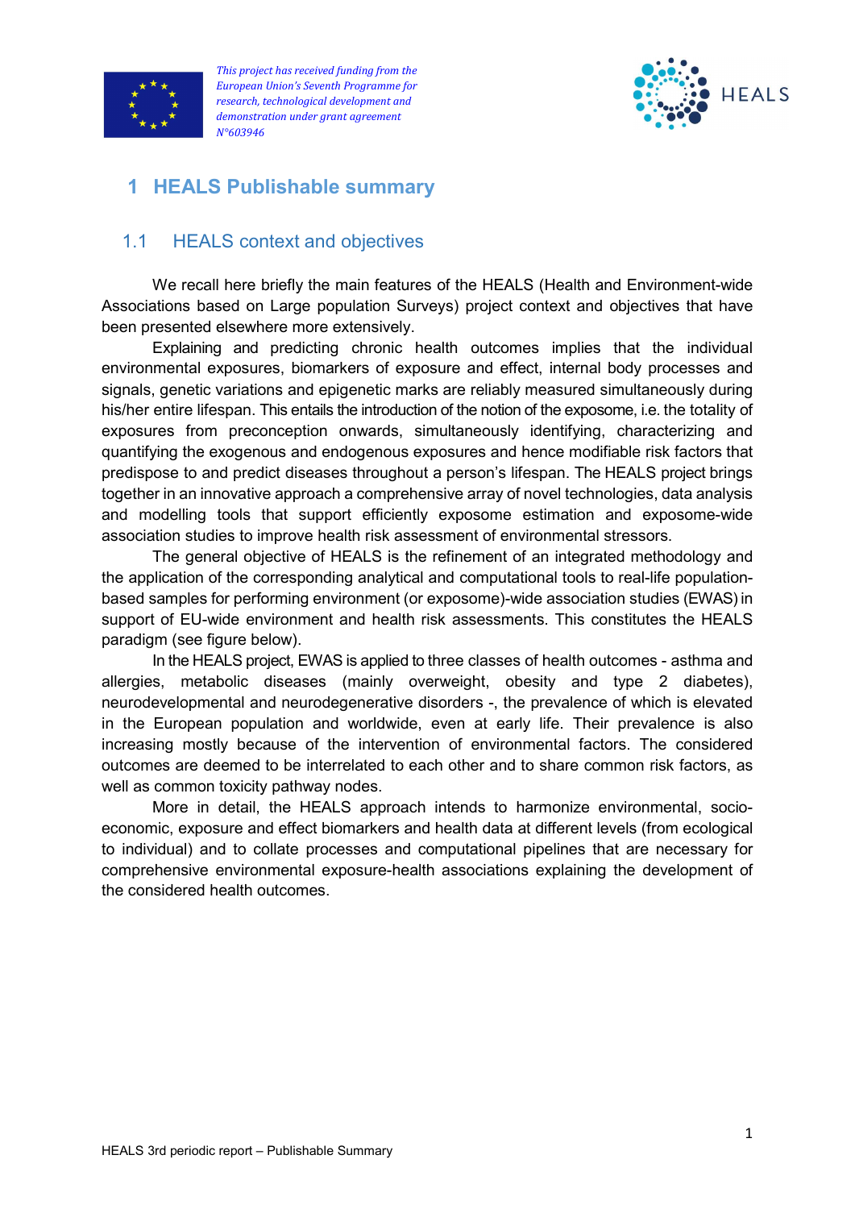*This project has received funding from the European Union's Seventh Programme for research, technological development and demonstration under grant agreement N°603946*

# 1 HEALS Publishable summary

## 1.1 HEALS context and objectives

We recall here briefly the main features of the HEALS (Health and Environment-wide Associations based on Large population Surveys) project context and objectives that have been presented elsewhere more extensively.

Explaining and predicting chronic health outcomes implies that the individual environmental exposures, biomarkers of exposure and effect, internal body processes and signals, genetic variations and epigenetic marks are reliably measured simultaneously during his/her entire lifespan. This entails the introduction of the notion of the exposome, i.e. the totality of exposures from preconception onwards, simultaneously identifying, characterizing and quantifying the exogenous and endogenous exposures and hence modifiable risk factors that predispose to and predict diseases throughout a person's lifespan. The HEALS project brings together in an innovative approach a comprehensive array of novel technologies, data analysis and modelling tools that support efficiently exposome estimation and exposome-wide association studies to improve health risk assessment of environmental stressors.

The general objective of HEALS is the refinement of an integrated methodology and the application of the corresponding analytical and computational tools to real-life population-based samples for performing environment (or exposome)-wide association studies (EWAS) in support of EU-wide environment and health risk assessments. This constitutes the HEALS paradigm (see figure below).

In the HEALS project, EWAS is applied to three classes of health outcomes - asthma and allergies, metabolic diseases (mainly overweight, obesity and type 2 diabetes), neurodevelopmental and neurodegenerative disorders -, the prevalence of which is elevated in the European population and worldwide, even at early life. Their prevalence is also increasing mostly because of the intervention of environmental factors. The considered outcomes are deemed to be interrelated to each other and to share common risk factors, as well as common toxicity pathway nodes.

More in detail, the HEALS approach intends to harmonize environmental, socio-economic, exposure and effect biomarkers and health data at different levels (from ecological to individual) and to collate processes and computational pipelines that are necessary for comprehensive environmental exposure-health associations explaining the development of the considered health outcomes.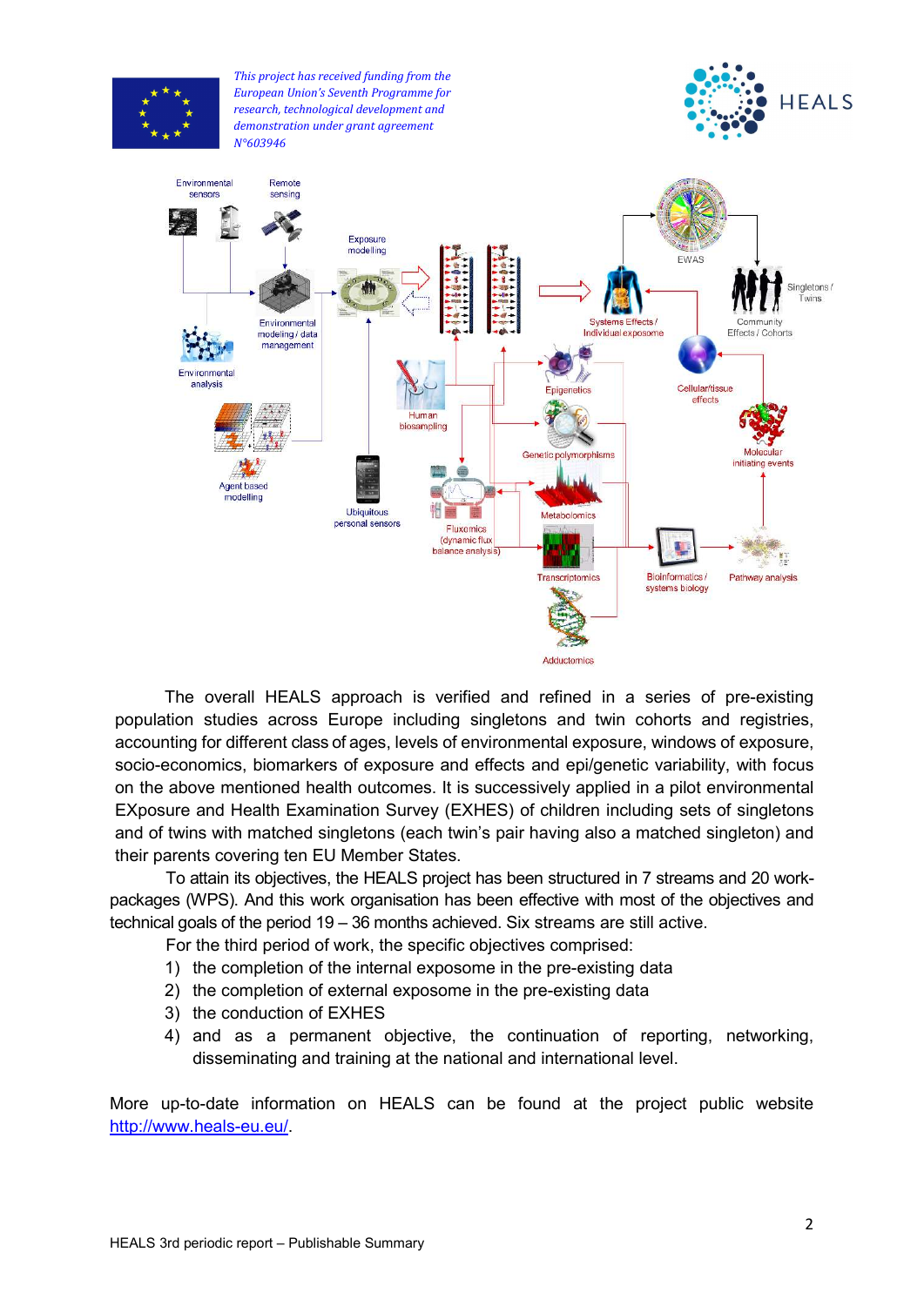*This project has received funding from the European Union's Seventh Programme for research, technological development and demonstration under grant agreement N°603946*

The overall HEALS approach is verified and refined in a series of pre-existing population studies across Europe including singletons and twin cohorts and registries, accounting for different class of ages, levels of environmental exposure, windows of exposure, socio-economics, biomarkers of exposure and effects and epi/genetic variability, with focus on the above mentioned health outcomes. It is successively applied in a pilot environmental EXposure and Health Examination Survey (EXHES) of children including sets of singletons and of twins with matched singletons (each twin's pair having also a matched singleton) and their parents covering ten EU Member States.

To attain its objectives, the HEALS project has been structured in 7 streams and 20 work-packages (WPS). And this work organisation has been effective with most of the objectives and technical goals of the period 19 – 36 months achieved. Six streams are still active.

For the third period of work, the specific objectives comprised:

1) the completion of the internal exposome in the pre-existing data
2) the completion of external exposome in the pre-existing data
3) the conduction of EXHES
4) and as a permanent objective, the continuation of reporting, networking, disseminating and training at the national and international level.

More up-to-date information on HEALS can be found at the project public website http://www.heals-eu.eu/.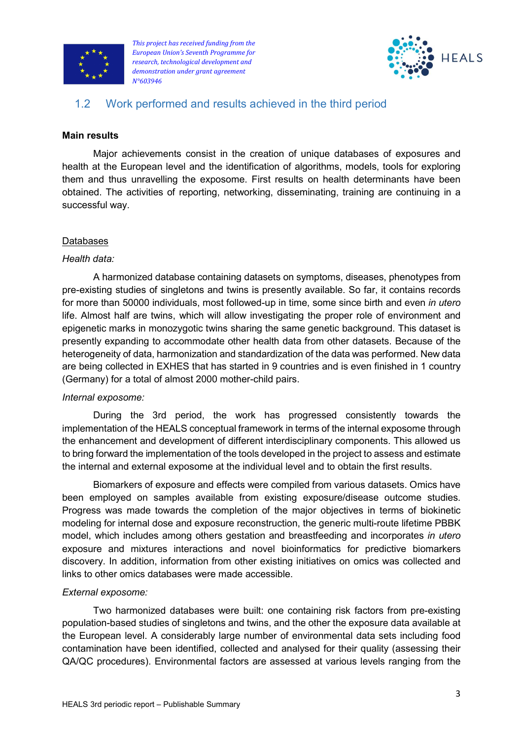## 1.2 Work performed and results achieved in the third period

**Main results**

Major achievements consist in the creation of unique databases of exposures and health at the European level and the identification of algorithms, models, tools for exploring them and thus unravelling the exposome. First results on health determinants have been obtained. The activities of reporting, networking, disseminating, training are continuing in a successful way.

Databases

*Health data:*

A harmonized database containing datasets on symptoms, diseases, phenotypes from pre-existing studies of singletons and twins is presently available. So far, it contains records for more than 50000 individuals, most followed-up in time, some since birth and even *in utero* life. Almost half are twins, which will allow investigating the proper role of environment and epigenetic marks in monozygotic twins sharing the same genetic background. This dataset is presently expanding to accommodate other health data from other datasets. Because of the heterogeneity of data, harmonization and standardization of the data was performed. New data are being collected in EXHES that has started in 9 countries and is even finished in 1 country (Germany) for a total of almost 2000 mother-child pairs.

*Internal exposome:*

During the 3rd period, the work has progressed consistently towards the implementation of the HEALS conceptual framework in terms of the internal exposome through the enhancement and development of different interdisciplinary components. This allowed us to bring forward the implementation of the tools developed in the project to assess and estimate the internal and external exposome at the individual level and to obtain the first results.

Biomarkers of exposure and effects were compiled from various datasets. Omics have been employed on samples available from existing exposure/disease outcome studies. Progress was made towards the completion of the major objectives in terms of biokinetic modeling for internal dose and exposure reconstruction, the generic multi-route lifetime PBBK model, which includes among others gestation and breastfeeding and incorporates *in utero* exposure and mixtures interactions and novel bioinformatics for predictive biomarkers discovery. In addition, information from other existing initiatives on omics was collected and links to other omics databases were made accessible.

*External exposome:*

Two harmonized databases were built: one containing risk factors from pre-existing population-based studies of singletons and twins, and the other the exposure data available at the European level. A considerably large number of environmental data sets including food contamination have been identified, collected and analysed for their quality (assessing their QA/QC procedures). Environmental factors are assessed at various levels ranging from the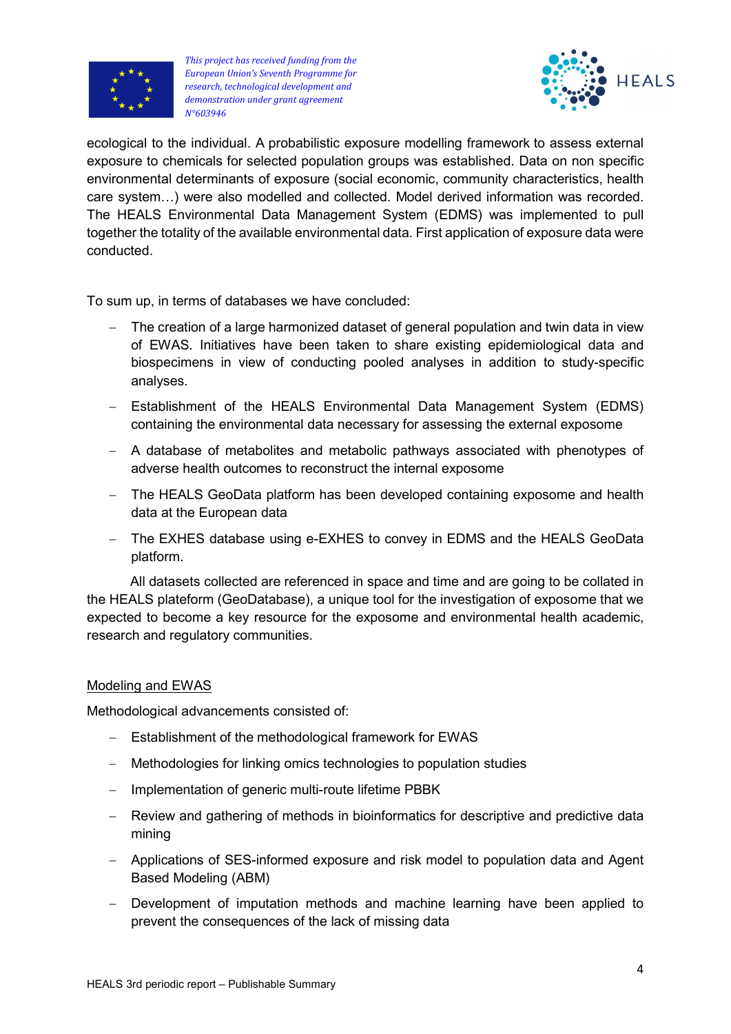ecological to the individual. A probabilistic exposure modelling framework to assess external exposure to chemicals for selected population groups was established. Data on non specific environmental determinants of exposure (social economic, community characteristics, health care system…) were also modelled and collected. Model derived information was recorded. The HEALS Environmental Data Management System (EDMS) was implemented to pull together the totality of the available environmental data. First application of exposure data were conducted.

To sum up, in terms of databases we have concluded:

- The creation of a large harmonized dataset of general population and twin data in view of EWAS. Initiatives have been taken to share existing epidemiological data and biospecimens in view of conducting pooled analyses in addition to study-specific analyses.
- Establishment of the HEALS Environmental Data Management System (EDMS) containing the environmental data necessary for assessing the external exposome
- A database of metabolites and metabolic pathways associated with phenotypes of adverse health outcomes to reconstruct the internal exposome
- The HEALS GeoData platform has been developed containing exposome and health data at the European data
- The EXHES database using e-EXHES to convey in EDMS and the HEALS GeoData platform.

All datasets collected are referenced in space and time and are going to be collated in the HEALS plateform (GeoDatabase), a unique tool for the investigation of exposome that we expected to become a key resource for the exposome and environmental health academic, research and regulatory communities.

<u>Modeling and EWAS</u>

Methodological advancements consisted of:

- Establishment of the methodological framework for EWAS
- Methodologies for linking omics technologies to population studies
- Implementation of generic multi-route lifetime PBBK
- Review and gathering of methods in bioinformatics for descriptive and predictive data mining
- Applications of SES-informed exposure and risk model to population data and Agent Based Modeling (ABM)
- Development of imputation methods and machine learning have been applied to prevent the consequences of the lack of missing data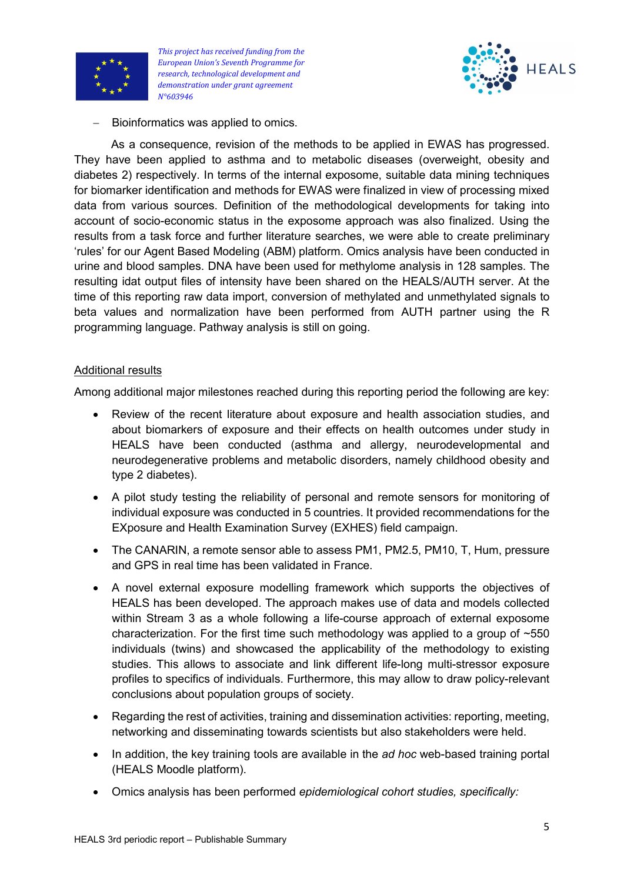- Bioinformatics was applied to omics.

As a consequence, revision of the methods to be applied in EWAS has progressed. They have been applied to asthma and to metabolic diseases (overweight, obesity and diabetes 2) respectively. In terms of the internal exposome, suitable data mining techniques for biomarker identification and methods for EWAS were finalized in view of processing mixed data from various sources. Definition of the methodological developments for taking into account of socio-economic status in the exposome approach was also finalized. Using the results from a task force and further literature searches, we were able to create preliminary 'rules' for our Agent Based Modeling (ABM) platform. Omics analysis have been conducted in urine and blood samples. DNA have been used for methylome analysis in 128 samples. The resulting idat output files of intensity have been shared on the HEALS/AUTH server. At the time of this reporting raw data import, conversion of methylated and unmethylated signals to beta values and normalization have been performed from AUTH partner using the R programming language. Pathway analysis is still on going.

Additional results

Among additional major milestones reached during this reporting period the following are key:

- Review of the recent literature about exposure and health association studies, and about biomarkers of exposure and their effects on health outcomes under study in HEALS have been conducted (asthma and allergy, neurodevelopmental and neurodegenerative problems and metabolic disorders, namely childhood obesity and type 2 diabetes).
- A pilot study testing the reliability of personal and remote sensors for monitoring of individual exposure was conducted in 5 countries. It provided recommendations for the EXposure and Health Examination Survey (EXHES) field campaign.
- The CANARIN, a remote sensor able to assess PM1, PM2.5, PM10, T, Hum, pressure and GPS in real time has been validated in France.
- A novel external exposure modelling framework which supports the objectives of HEALS has been developed. The approach makes use of data and models collected within Stream 3 as a whole following a life-course approach of external exposome characterization. For the first time such methodology was applied to a group of ~550 individuals (twins) and showcased the applicability of the methodology to existing studies. This allows to associate and link different life-long multi-stressor exposure profiles to specifics of individuals. Furthermore, this may allow to draw policy-relevant conclusions about population groups of society.
- Regarding the rest of activities, training and dissemination activities: reporting, meeting, networking and disseminating towards scientists but also stakeholders were held.
- In addition, the key training tools are available in the *ad hoc* web-based training portal (HEALS Moodle platform).
- Omics analysis has been performed *epidemiological cohort studies, specifically:*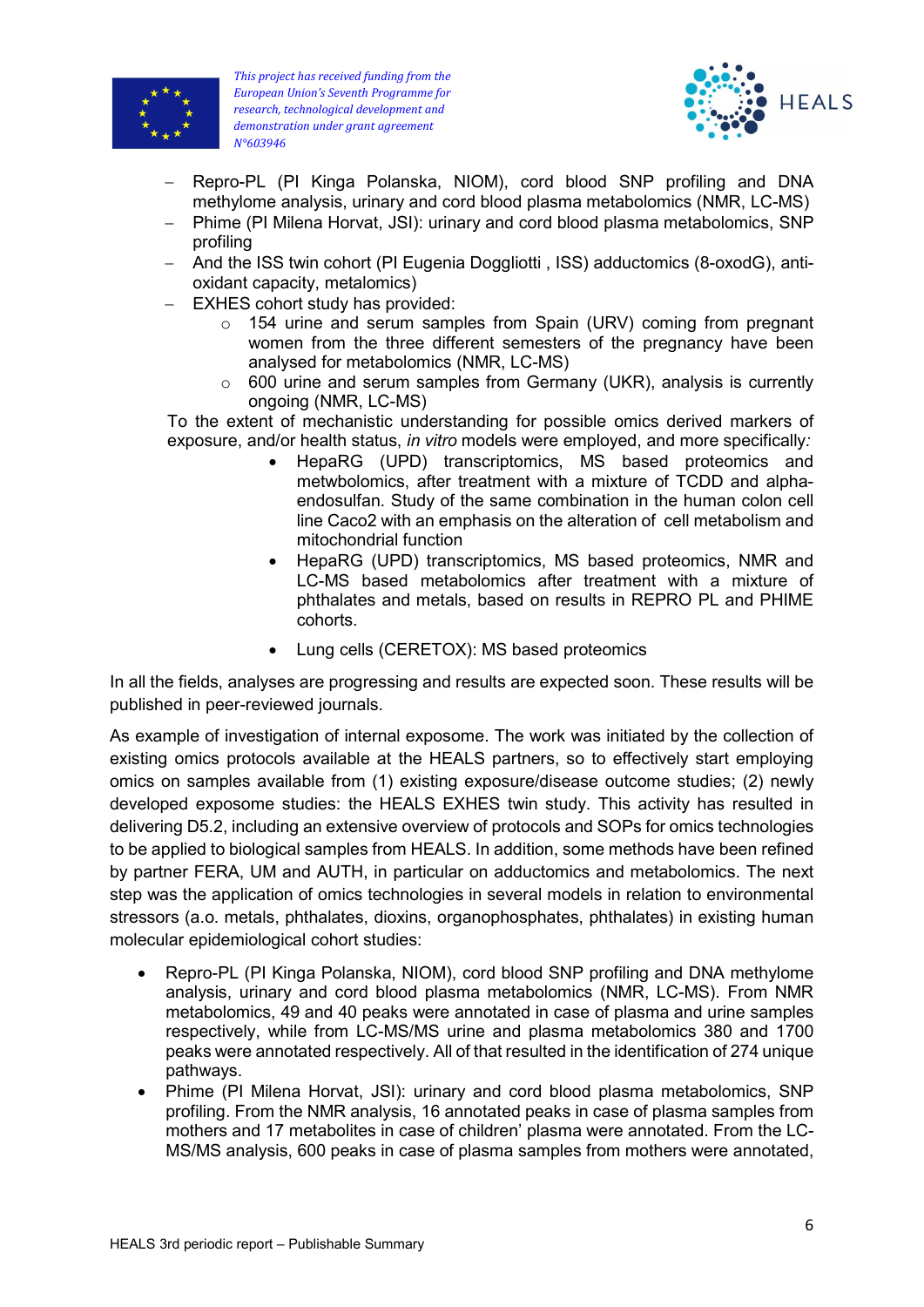- Repro-PL (PI Kinga Polanska, NIOM), cord blood SNP profiling and DNA methylome analysis, urinary and cord blood plasma metabolomics (NMR, LC-MS)
- Phime (PI Milena Horvat, JSI): urinary and cord blood plasma metabolomics, SNP profiling
- And the ISS twin cohort (PI Eugenia Doggliotti , ISS) adductomics (8-oxodG), anti-oxidant capacity, metalomics)
- EXHES cohort study has provided:
  - 154 urine and serum samples from Spain (URV) coming from pregnant women from the three different semesters of the pregnancy have been analysed for metabolomics (NMR, LC-MS)
  - 600 urine and serum samples from Germany (UKR), analysis is currently ongoing (NMR, LC-MS)

To the extent of mechanistic understanding for possible omics derived markers of exposure, and/or health status, *in vitro* models were employed, and more specifically*:*

- HepaRG (UPD) transcriptomics, MS based proteomics and metwbolomics, after treatment with a mixture of TCDD and alpha-endosulfan. Study of the same combination in the human colon cell line Caco2 with an emphasis on the alteration of cell metabolism and mitochondrial function
- HepaRG (UPD) transcriptomics, MS based proteomics, NMR and LC-MS based metabolomics after treatment with a mixture of phthalates and metals, based on results in REPRO PL and PHIME cohorts.
- Lung cells (CERETOX): MS based proteomics

In all the fields, analyses are progressing and results are expected soon. These results will be published in peer-reviewed journals.

As example of investigation of internal exposome. The work was initiated by the collection of existing omics protocols available at the HEALS partners, so to effectively start employing omics on samples available from (1) existing exposure/disease outcome studies; (2) newly developed exposome studies: the HEALS EXHES twin study. This activity has resulted in delivering D5.2, including an extensive overview of protocols and SOPs for omics technologies to be applied to biological samples from HEALS. In addition, some methods have been refined by partner FERA, UM and AUTH, in particular on adductomics and metabolomics. The next step was the application of omics technologies in several models in relation to environmental stressors (a.o. metals, phthalates, dioxins, organophosphates, phthalates) in existing human molecular epidemiological cohort studies:

- Repro-PL (PI Kinga Polanska, NIOM), cord blood SNP profiling and DNA methylome analysis, urinary and cord blood plasma metabolomics (NMR, LC-MS). From NMR metabolomics, 49 and 40 peaks were annotated in case of plasma and urine samples respectively, while from LC-MS/MS urine and plasma metabolomics 380 and 1700 peaks were annotated respectively. All of that resulted in the identification of 274 unique pathways.
- Phime (PI Milena Horvat, JSI): urinary and cord blood plasma metabolomics, SNP profiling. From the NMR analysis, 16 annotated peaks in case of plasma samples from mothers and 17 metabolites in case of children' plasma were annotated. From the LC-MS/MS analysis, 600 peaks in case of plasma samples from mothers were annotated,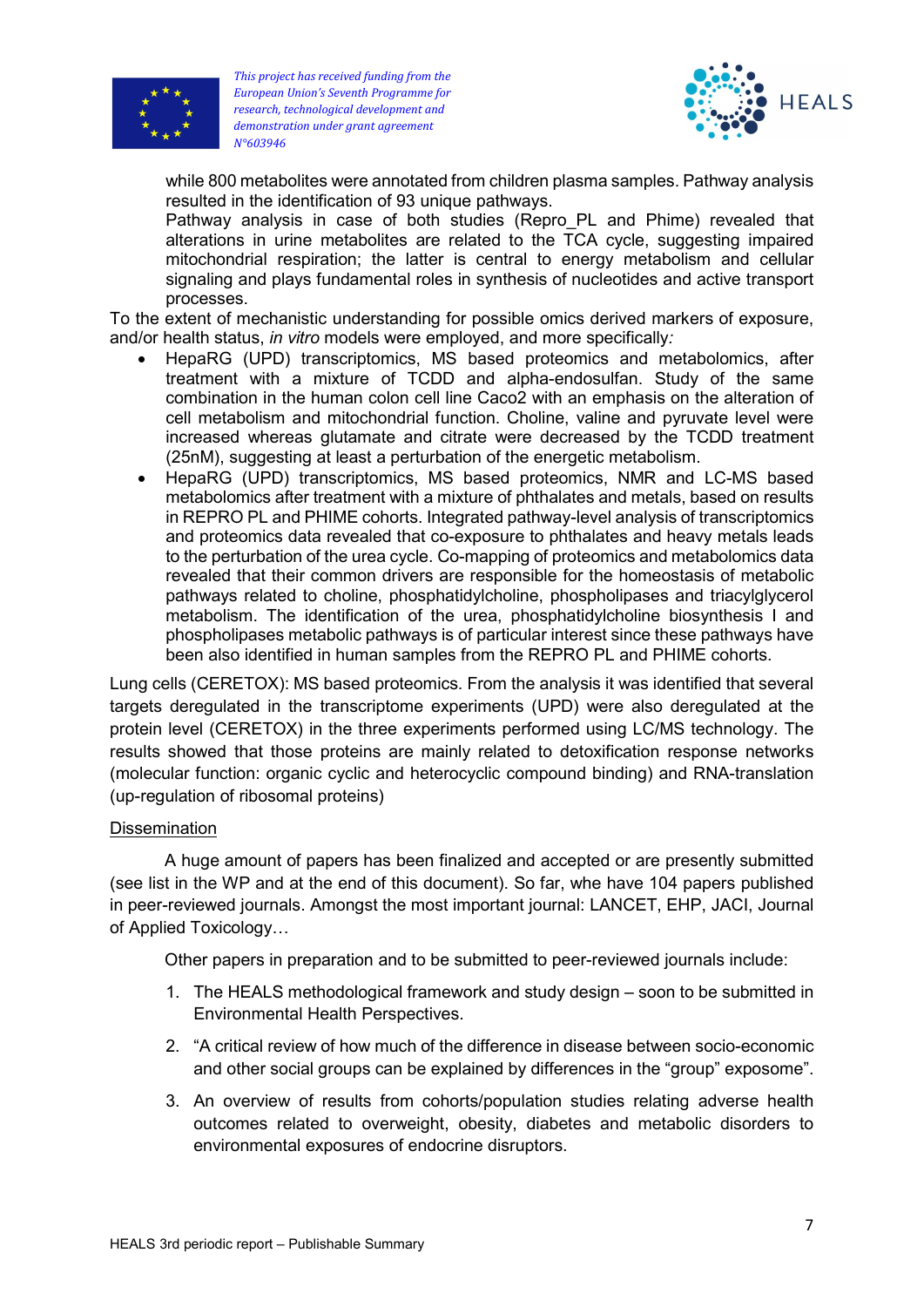while 800 metabolites were annotated from children plasma samples. Pathway analysis resulted in the identification of 93 unique pathways.

Pathway analysis in case of both studies (Repro_PL and Phime) revealed that alterations in urine metabolites are related to the TCA cycle, suggesting impaired mitochondrial respiration; the latter is central to energy metabolism and cellular signaling and plays fundamental roles in synthesis of nucleotides and active transport processes.

To the extent of mechanistic understanding for possible omics derived markers of exposure, and/or health status, *in vitro* models were employed, and more specifically*:*

- HepaRG (UPD) transcriptomics, MS based proteomics and metabolomics, after treatment with a mixture of TCDD and alpha-endosulfan. Study of the same combination in the human colon cell line Caco2 with an emphasis on the alteration of cell metabolism and mitochondrial function. Choline, valine and pyruvate level were increased whereas glutamate and citrate were decreased by the TCDD treatment (25nM), suggesting at least a perturbation of the energetic metabolism.
- HepaRG (UPD) transcriptomics, MS based proteomics, NMR and LC-MS based metabolomics after treatment with a mixture of phthalates and metals, based on results in REPRO PL and PHIME cohorts. Integrated pathway-level analysis of transcriptomics and proteomics data revealed that co-exposure to phthalates and heavy metals leads to the perturbation of the urea cycle. Co-mapping of proteomics and metabolomics data revealed that their common drivers are responsible for the homeostasis of metabolic pathways related to choline, phosphatidylcholine, phospholipases and triacylglycerol metabolism. The identification of the urea, phosphatidylcholine biosynthesis I and phospholipases metabolic pathways is of particular interest since these pathways have been also identified in human samples from the REPRO PL and PHIME cohorts.

Lung cells (CERETOX): MS based proteomics. From the analysis it was identified that several targets deregulated in the transcriptome experiments (UPD) were also deregulated at the protein level (CERETOX) in the three experiments performed using LC/MS technology. The results showed that those proteins are mainly related to detoxification response networks (molecular function: organic cyclic and heterocyclic compound binding) and RNA-translation (up-regulation of ribosomal proteins)

<u>Dissemination</u>

A huge amount of papers has been finalized and accepted or are presently submitted (see list in the WP and at the end of this document). So far, whe have 104 papers published in peer-reviewed journals. Amongst the most important journal: LANCET, EHP, JACI, Journal of Applied Toxicology…

Other papers in preparation and to be submitted to peer-reviewed journals include:

1. The HEALS methodological framework and study design – soon to be submitted in Environmental Health Perspectives.
2. "A critical review of how much of the difference in disease between socio-economic and other social groups can be explained by differences in the "group" exposome".
3. An overview of results from cohorts/population studies relating adverse health outcomes related to overweight, obesity, diabetes and metabolic disorders to environmental exposures of endocrine disruptors.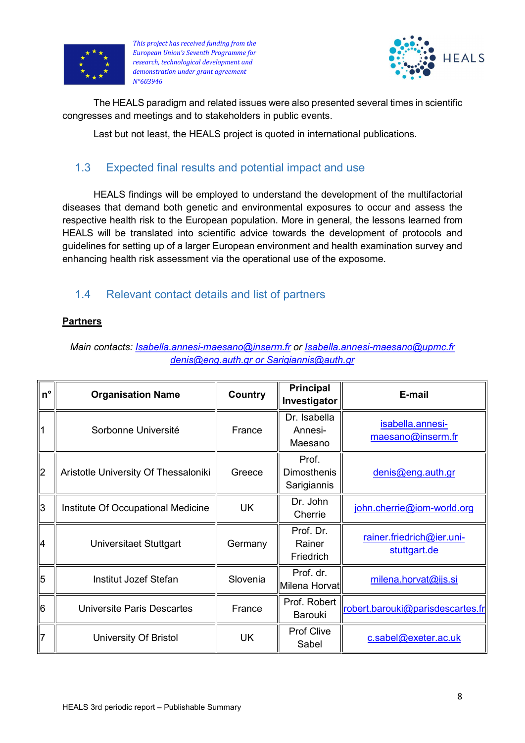The HEALS paradigm and related issues were also presented several times in scientific congresses and meetings and to stakeholders in public events.

Last but not least, the HEALS project is quoted in international publications.

## 1.3 Expected final results and potential impact and use

HEALS findings will be employed to understand the development of the multifactorial diseases that demand both genetic and environmental exposures to occur and assess the respective health risk to the European population. More in general, the lessons learned from HEALS will be translated into scientific advice towards the development of protocols and guidelines for setting up of a larger European environment and health examination survey and enhancing health risk assessment via the operational use of the exposome.

## 1.4 Relevant contact details and list of partners

**Partners**

*Main contacts: Isabella.annesi-maesano@inserm.fr or Isabella.annesi-maesano@upmc.fr denis@eng.auth.gr or Sarigiannis@auth.gr*

| n° | Organisation Name | Country | Principal Investigator | E-mail |
|---|---|---|---|---|
| 1 | Sorbonne Université | France | Dr. Isabella Annesi-Maesano | isabella.annesi-maesano@inserm.fr |
| 2 | Aristotle University Of Thessaloniki | Greece | Prof. Dimosthenis Sarigiannis | denis@eng.auth.gr |
| 3 | Institute Of Occupational Medicine | UK | Dr. John Cherrie | john.cherrie@iom-world.org |
| 4 | Universitaet Stuttgart | Germany | Prof. Dr. Rainer Friedrich | rainer.friedrich@ier.uni-stuttgart.de |
| 5 | Institut Jozef Stefan | Slovenia | Prof. dr. Milena Horvat | milena.horvat@ijs.si |
| 6 | Universite Paris Descartes | France | Prof. Robert Barouki | robert.barouki@parisdescartes.fr |
| 7 | University Of Bristol | UK | Prof Clive Sabel | c.sabel@exeter.ac.uk |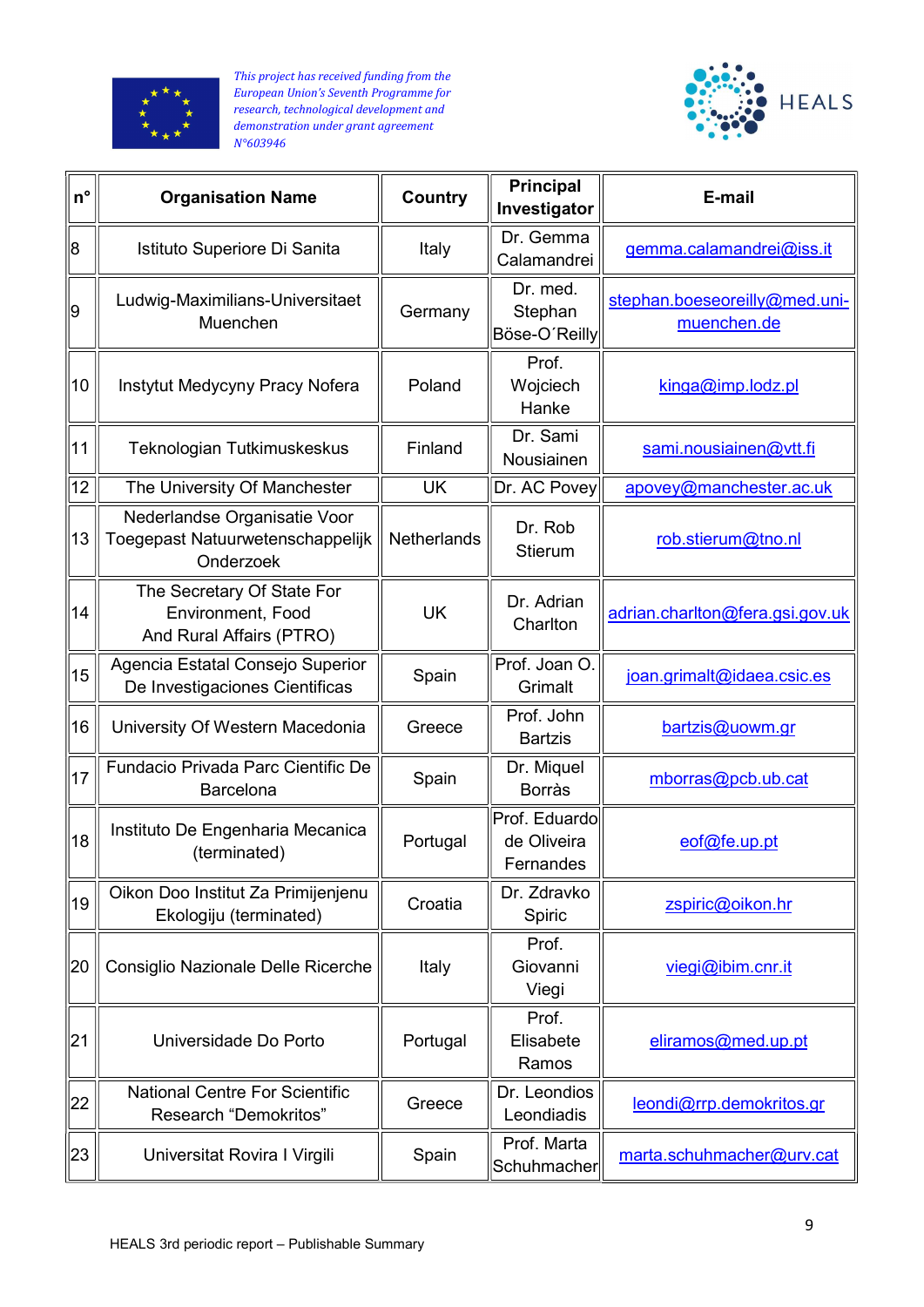*This project has received funding from the European Union's Seventh Programme for research, technological development and demonstration under grant agreement N°603946*

| n° | Organisation Name | Country | Principal Investigator | E-mail |
|---|---|---|---|---|
| 8 | Istituto Superiore Di Sanita | Italy | Dr. Gemma Calamandrei | gemma.calamandrei@iss.it |
| 9 | Ludwig-Maximilians-Universitaet Muenchen | Germany | Dr. med. Stephan Böse-O´Reilly | stephan.boeseoreilly@med.uni-muenchen.de |
| 10 | Instytut Medycyny Pracy Nofera | Poland | Prof. Wojciech Hanke | kinga@imp.lodz.pl |
| 11 | Teknologian Tutkimuskeskus | Finland | Dr. Sami Nousiainen | sami.nousiainen@vtt.fi |
| 12 | The University Of Manchester | UK | Dr. AC Povey | apovey@manchester.ac.uk |
| 13 | Nederlandse Organisatie Voor Toegepast Natuurwetenschappelijk Onderzoek | Netherlands | Dr. Rob Stierum | rob.stierum@tno.nl |
| 14 | The Secretary Of State For Environment, Food And Rural Affairs (PTRO) | UK | Dr. Adrian Charlton | adrian.charlton@fera.gsi.gov.uk |
| 15 | Agencia Estatal Consejo Superior De Investigaciones Cientificas | Spain | Prof. Joan O. Grimalt | joan.grimalt@idaea.csic.es |
| 16 | University Of Western Macedonia | Greece | Prof. John Bartzis | bartzis@uowm.gr |
| 17 | Fundacio Privada Parc Cientific De Barcelona | Spain | Dr. Miquel Borràs | mborras@pcb.ub.cat |
| 18 | Instituto De Engenharia Mecanica (terminated) | Portugal | Prof. Eduardo de Oliveira Fernandes | eof@fe.up.pt |
| 19 | Oikon Doo Institut Za Primijenjenu Ekologiju (terminated) | Croatia | Dr. Zdravko Spiric | zspiric@oikon.hr |
| 20 | Consiglio Nazionale Delle Ricerche | Italy | Prof. Giovanni Viegi | viegi@ibim.cnr.it |
| 21 | Universidade Do Porto | Portugal | Prof. Elisabete Ramos | eliramos@med.up.pt |
| 22 | National Centre For Scientific Research "Demokritos" | Greece | Dr. Leondios Leondiadis | leondi@rrp.demokritos.gr |
| 23 | Universitat Rovira I Virgili | Spain | Prof. Marta Schuhmacher | marta.schuhmacher@urv.cat |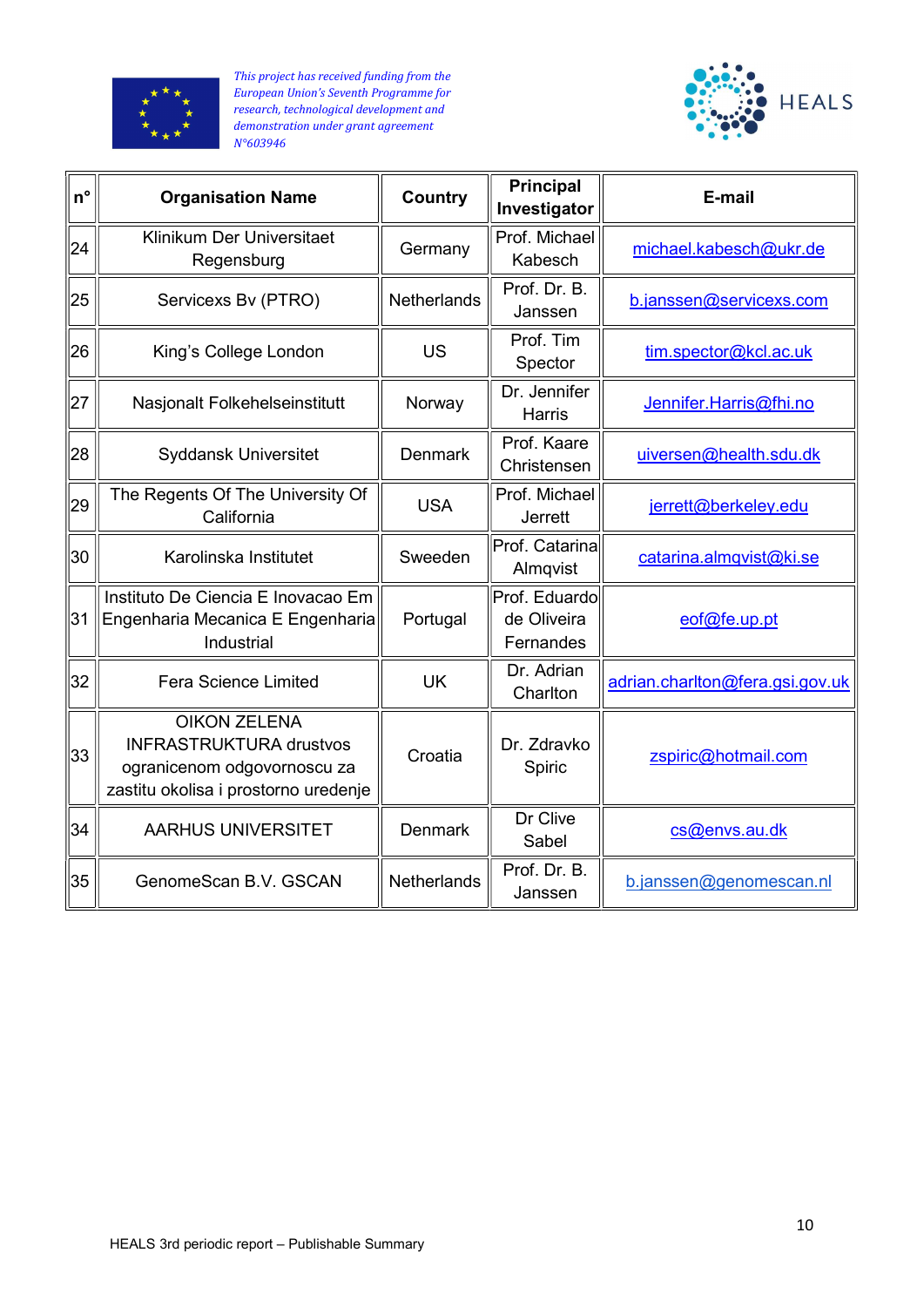This project has received funding from the European Union's Seventh Programme for research, technological development and demonstration under grant agreement N°603946

| n° | Organisation Name | Country | Principal Investigator | E-mail |
|---|---|---|---|---|
| 24 | Klinikum Der Universitaet Regensburg | Germany | Prof. Michael Kabesch | michael.kabesch@ukr.de |
| 25 | Servicexs Bv (PTRO) | Netherlands | Prof. Dr. B. Janssen | b.janssen@servicexs.com |
| 26 | King's College London | US | Prof. Tim Spector | tim.spector@kcl.ac.uk |
| 27 | Nasjonalt Folkehelseinstitutt | Norway | Dr. Jennifer Harris | Jennifer.Harris@fhi.no |
| 28 | Syddansk Universitet | Denmark | Prof. Kaare Christensen | uiversen@health.sdu.dk |
| 29 | The Regents Of The University Of California | USA | Prof. Michael Jerrett | jerrett@berkeley.edu |
| 30 | Karolinska Institutet | Sweeden | Prof. Catarina Almqvist | catarina.almqvist@ki.se |
| 31 | Instituto De Ciencia E Inovacao Em Engenharia Mecanica E Engenharia Industrial | Portugal | Prof. Eduardo de Oliveira Fernandes | eof@fe.up.pt |
| 32 | Fera Science Limited | UK | Dr. Adrian Charlton | adrian.charlton@fera.gsi.gov.uk |
| 33 | OIKON ZELENA INFRASTRUKTURA drustvos ogranicenom odgovornoscu za zastitu okolisa i prostorno uredenje | Croatia | Dr. Zdravko Spiric | zspiric@hotmail.com |
| 34 | AARHUS UNIVERSITET | Denmark | Dr Clive Sabel | cs@envs.au.dk |
| 35 | GenomeScan B.V. GSCAN | Netherlands | Prof. Dr. B. Janssen | b.janssen@genomescan.nl |